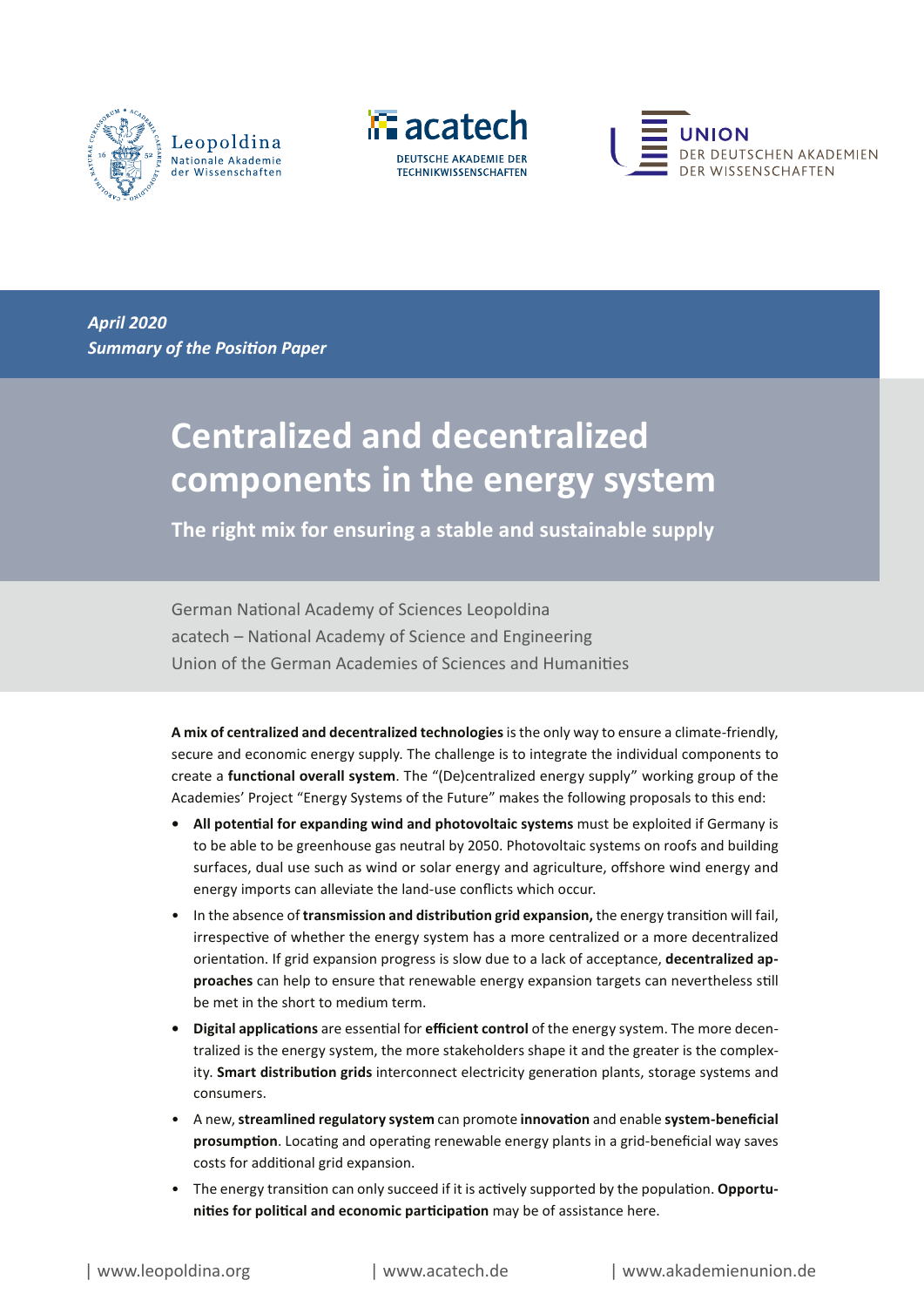*April 2020*
*Summary of the Position Paper*

# Centralized and decentralized components in the energy system

## The right mix for ensuring a stable and sustainable supply

German National Academy of Sciences Leopoldina
acatech – National Academy of Science and Engineering
Union of the German Academies of Sciences and Humanities

**A mix of centralized and decentralized technologies** is the only way to ensure a climate-friendly, secure and economic energy supply. The challenge is to integrate the individual components to create a **functional overall system**. The "(De)centralized energy supply" working group of the Academies' Project "Energy Systems of the Future" makes the following proposals to this end:

- **All potential for expanding wind and photovoltaic systems** must be exploited if Germany is to be able to be greenhouse gas neutral by 2050. Photovoltaic systems on roofs and building surfaces, dual use such as wind or solar energy and agriculture, offshore wind energy and energy imports can alleviate the land-use conflicts which occur.
- In the absence of **transmission and distribution grid expansion,** the energy transition will fail, irrespective of whether the energy system has a more centralized or a more decentralized orientation. If grid expansion progress is slow due to a lack of acceptance, **decentralized approaches** can help to ensure that renewable energy expansion targets can nevertheless still be met in the short to medium term.
- **Digital applications** are essential for **efficient control** of the energy system. The more decentralized is the energy system, the more stakeholders shape it and the greater is the complexity. **Smart distribution grids** interconnect electricity generation plants, storage systems and consumers.
- A new, **streamlined regulatory system** can promote **innovation** and enable **system-beneficial prosumption**. Locating and operating renewable energy plants in a grid-beneficial way saves costs for additional grid expansion.
- The energy transition can only succeed if it is actively supported by the population. **Opportunities for political and economic participation** may be of assistance here.

| www.leopoldina.org | www.acatech.de | www.akademienunion.de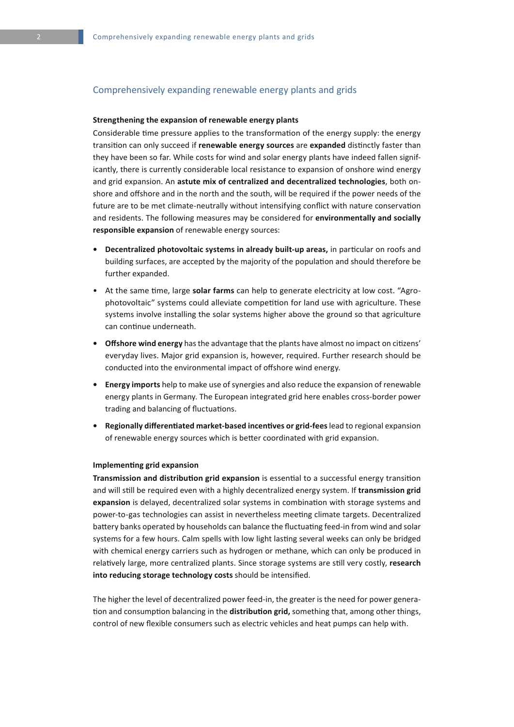## Comprehensively expanding renewable energy plants and grids

### Strengthening the expansion of renewable energy plants

Considerable time pressure applies to the transformation of the energy supply: the energy transition can only succeed if **renewable energy sources** are **expanded** distinctly faster than they have been so far. While costs for wind and solar energy plants have indeed fallen significantly, there is currently considerable local resistance to expansion of onshore wind energy and grid expansion. An **astute mix of centralized and decentralized technologies**, both onshore and offshore and in the north and the south, will be required if the power needs of the future are to be met climate-neutrally without intensifying conflict with nature conservation and residents. The following measures may be considered for **environmentally and socially responsible expansion** of renewable energy sources:

- **Decentralized photovoltaic systems in already built-up areas,** in particular on roofs and building surfaces, are accepted by the majority of the population and should therefore be further expanded.
- At the same time, large **solar farms** can help to generate electricity at low cost. "Agro-photovoltaic" systems could alleviate competition for land use with agriculture. These systems involve installing the solar systems higher above the ground so that agriculture can continue underneath.
- **Offshore wind energy** has the advantage that the plants have almost no impact on citizens' everyday lives. Major grid expansion is, however, required. Further research should be conducted into the environmental impact of offshore wind energy.
- **Energy imports** help to make use of synergies and also reduce the expansion of renewable energy plants in Germany. The European integrated grid here enables cross-border power trading and balancing of fluctuations.
- **Regionally differentiated market-based incentives or grid-fees** lead to regional expansion of renewable energy sources which is better coordinated with grid expansion.

### Implementing grid expansion

**Transmission and distribution grid expansion** is essential to a successful energy transition and will still be required even with a highly decentralized energy system. If **transmission grid expansion** is delayed, decentralized solar systems in combination with storage systems and power-to-gas technologies can assist in nevertheless meeting climate targets. Decentralized battery banks operated by households can balance the fluctuating feed-in from wind and solar systems for a few hours. Calm spells with low light lasting several weeks can only be bridged with chemical energy carriers such as hydrogen or methane, which can only be produced in relatively large, more centralized plants. Since storage systems are still very costly, **research into reducing storage technology costs** should be intensified.

The higher the level of decentralized power feed-in, the greater is the need for power generation and consumption balancing in the **distribution grid,** something that, among other things, control of new flexible consumers such as electric vehicles and heat pumps can help with.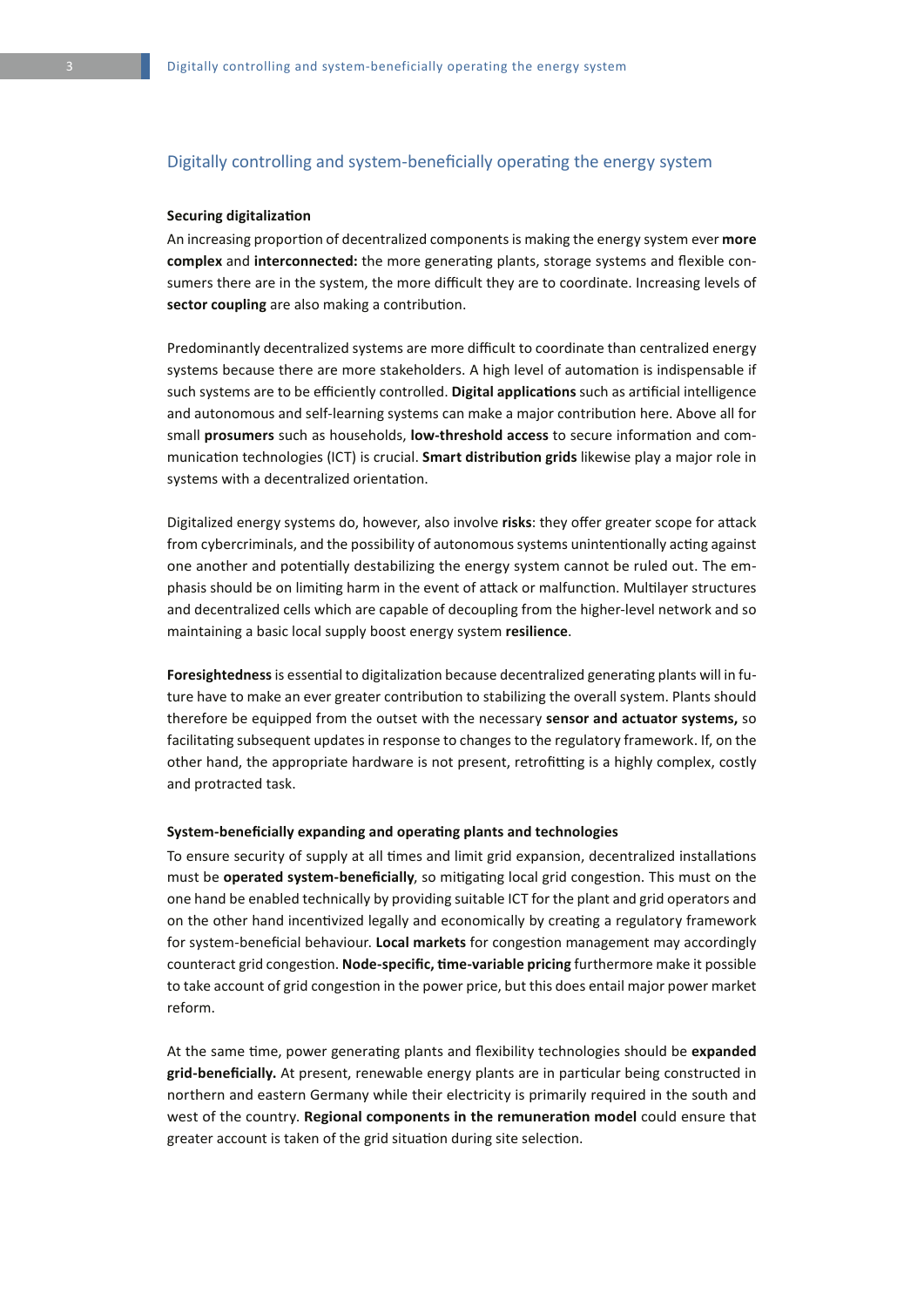## Digitally controlling and system-beneficially operating the energy system

### Securing digitalization

An increasing proportion of decentralized components is making the energy system ever **more complex** and **interconnected:** the more generating plants, storage systems and flexible consumers there are in the system, the more difficult they are to coordinate. Increasing levels of **sector coupling** are also making a contribution.

Predominantly decentralized systems are more difficult to coordinate than centralized energy systems because there are more stakeholders. A high level of automation is indispensable if such systems are to be efficiently controlled. **Digital applications** such as artificial intelligence and autonomous and self-learning systems can make a major contribution here. Above all for small **prosumers** such as households, **low-threshold access** to secure information and communication technologies (ICT) is crucial. **Smart distribution grids** likewise play a major role in systems with a decentralized orientation.

Digitalized energy systems do, however, also involve **risks**: they offer greater scope for attack from cybercriminals, and the possibility of autonomous systems unintentionally acting against one another and potentially destabilizing the energy system cannot be ruled out. The emphasis should be on limiting harm in the event of attack or malfunction. Multilayer structures and decentralized cells which are capable of decoupling from the higher-level network and so maintaining a basic local supply boost energy system **resilience**.

**Foresightedness** is essential to digitalization because decentralized generating plants will in future have to make an ever greater contribution to stabilizing the overall system. Plants should therefore be equipped from the outset with the necessary **sensor and actuator systems,** so facilitating subsequent updates in response to changes to the regulatory framework. If, on the other hand, the appropriate hardware is not present, retrofitting is a highly complex, costly and protracted task.

### System-beneficially expanding and operating plants and technologies

To ensure security of supply at all times and limit grid expansion, decentralized installations must be **operated system-beneficially**, so mitigating local grid congestion. This must on the one hand be enabled technically by providing suitable ICT for the plant and grid operators and on the other hand incentivized legally and economically by creating a regulatory framework for system-beneficial behaviour. **Local markets** for congestion management may accordingly counteract grid congestion. **Node-specific, time-variable pricing** furthermore make it possible to take account of grid congestion in the power price, but this does entail major power market reform.

At the same time, power generating plants and flexibility technologies should be **expanded grid-beneficially.** At present, renewable energy plants are in particular being constructed in northern and eastern Germany while their electricity is primarily required in the south and west of the country. **Regional components in the remuneration model** could ensure that greater account is taken of the grid situation during site selection.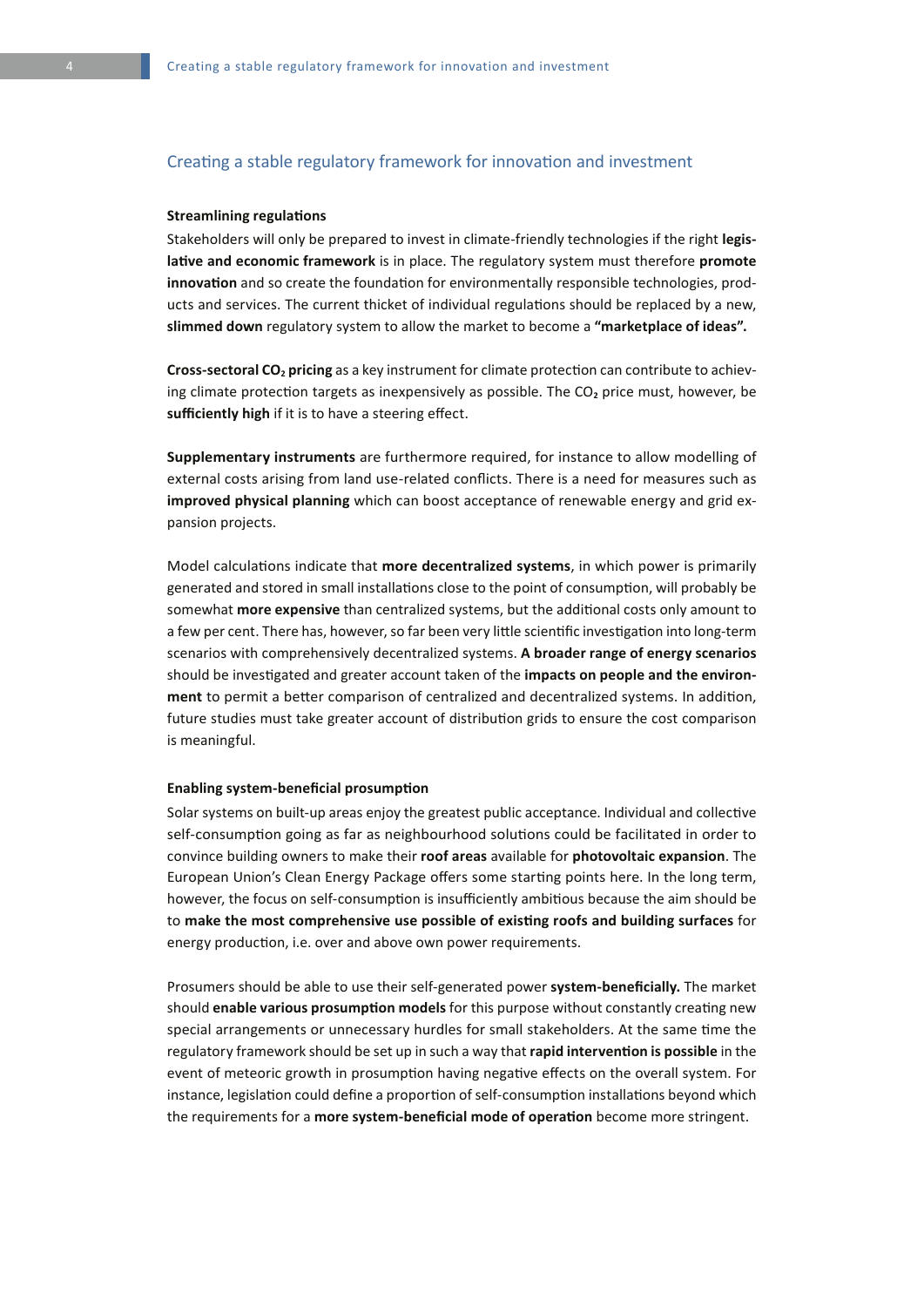## Creating a stable regulatory framework for innovation and investment

### Streamlining regulations

Stakeholders will only be prepared to invest in climate-friendly technologies if the right **legislative and economic framework** is in place. The regulatory system must therefore **promote innovation** and so create the foundation for environmentally responsible technologies, products and services. The current thicket of individual regulations should be replaced by a new, **slimmed down** regulatory system to allow the market to become a **"marketplace of ideas".**

**Cross-sectoral $CO_2$ pricing** as a key instrument for climate protection can contribute to achieving climate protection targets as inexpensively as possible. The $CO_2$ price must, however, be **sufficiently high** if it is to have a steering effect.

**Supplementary instruments** are furthermore required, for instance to allow modelling of external costs arising from land use-related conflicts. There is a need for measures such as **improved physical planning** which can boost acceptance of renewable energy and grid expansion projects.

Model calculations indicate that **more decentralized systems**, in which power is primarily generated and stored in small installations close to the point of consumption, will probably be somewhat **more expensive** than centralized systems, but the additional costs only amount to a few per cent. There has, however, so far been very little scientific investigation into long-term scenarios with comprehensively decentralized systems. **A broader range of energy scenarios** should be investigated and greater account taken of the **impacts on people and the environment** to permit a better comparison of centralized and decentralized systems. In addition, future studies must take greater account of distribution grids to ensure the cost comparison is meaningful.

### Enabling system-beneficial prosumption

Solar systems on built-up areas enjoy the greatest public acceptance. Individual and collective self-consumption going as far as neighbourhood solutions could be facilitated in order to convince building owners to make their **roof areas** available for **photovoltaic expansion**. The European Union's Clean Energy Package offers some starting points here. In the long term, however, the focus on self-consumption is insufficiently ambitious because the aim should be to **make the most comprehensive use possible of existing roofs and building surfaces** for energy production, i.e. over and above own power requirements.

Prosumers should be able to use their self-generated power **system-beneficially.** The market should **enable various prosumption models** for this purpose without constantly creating new special arrangements or unnecessary hurdles for small stakeholders. At the same time the regulatory framework should be set up in such a way that **rapid intervention is possible** in the event of meteoric growth in prosumption having negative effects on the overall system. For instance, legislation could define a proportion of self-consumption installations beyond which the requirements for a **more system-beneficial mode of operation** become more stringent.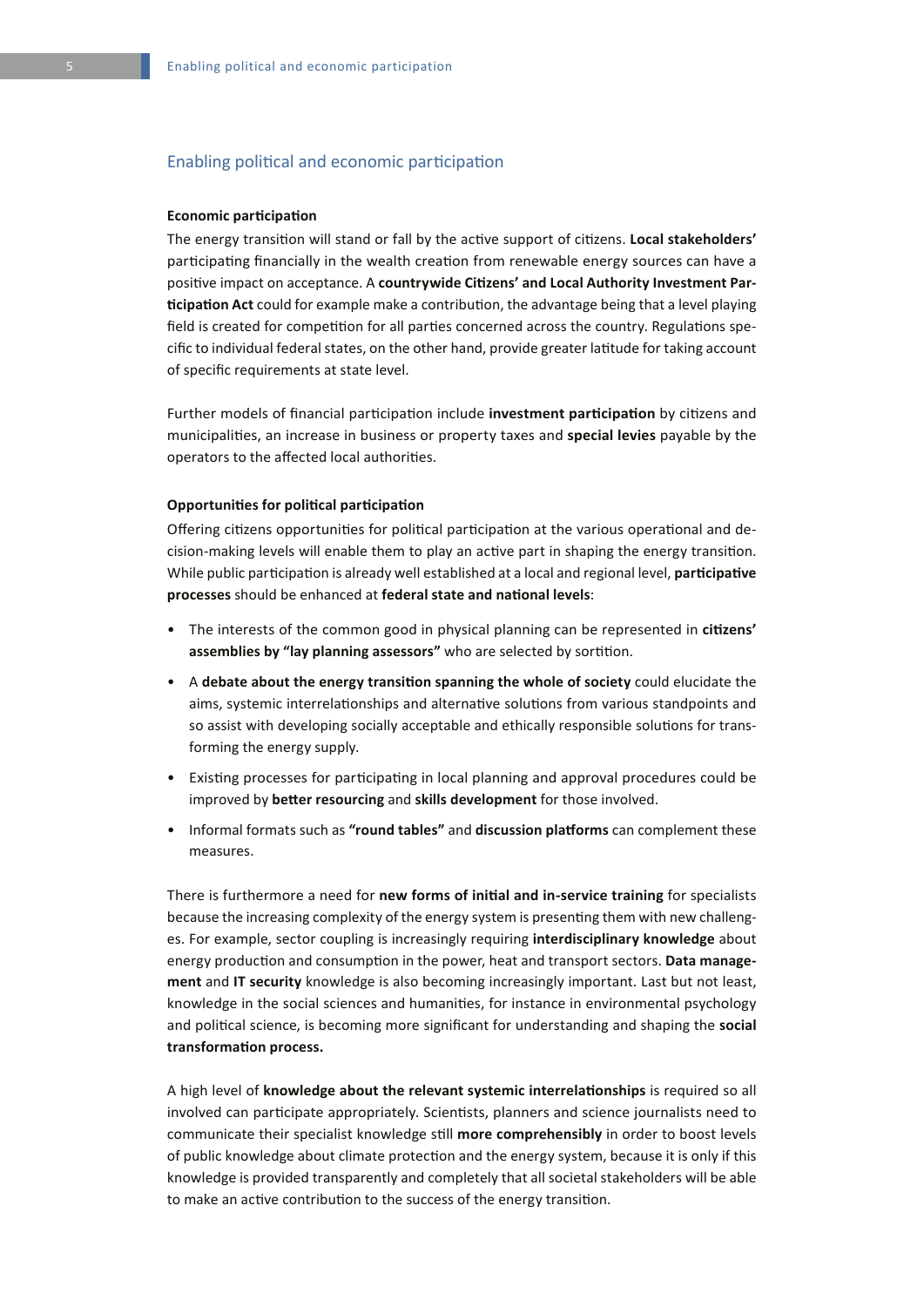## Enabling political and economic participation

### Economic participation

The energy transition will stand or fall by the active support of citizens. **Local stakeholders'** participating financially in the wealth creation from renewable energy sources can have a positive impact on acceptance. A **countrywide Citizens' and Local Authority Investment Participation Act** could for example make a contribution, the advantage being that a level playing field is created for competition for all parties concerned across the country. Regulations specific to individual federal states, on the other hand, provide greater latitude for taking account of specific requirements at state level.

Further models of financial participation include **investment participation** by citizens and municipalities, an increase in business or property taxes and **special levies** payable by the operators to the affected local authorities.

### Opportunities for political participation

Offering citizens opportunities for political participation at the various operational and decision-making levels will enable them to play an active part in shaping the energy transition. While public participation is already well established at a local and regional level, **participative processes** should be enhanced at **federal state and national levels**:

- The interests of the common good in physical planning can be represented in **citizens' assemblies by "lay planning assessors"** who are selected by sortition.
- A **debate about the energy transition spanning the whole of society** could elucidate the aims, systemic interrelationships and alternative solutions from various standpoints and so assist with developing socially acceptable and ethically responsible solutions for transforming the energy supply.
- Existing processes for participating in local planning and approval procedures could be improved by **better resourcing** and **skills development** for those involved.
- Informal formats such as **"round tables"** and **discussion platforms** can complement these measures.

There is furthermore a need for **new forms of initial and in-service training** for specialists because the increasing complexity of the energy system is presenting them with new challenges. For example, sector coupling is increasingly requiring **interdisciplinary knowledge** about energy production and consumption in the power, heat and transport sectors. **Data management** and **IT security** knowledge is also becoming increasingly important. Last but not least, knowledge in the social sciences and humanities, for instance in environmental psychology and political science, is becoming more significant for understanding and shaping the **social transformation process.**

A high level of **knowledge about the relevant systemic interrelationships** is required so all involved can participate appropriately. Scientists, planners and science journalists need to communicate their specialist knowledge still **more comprehensibly** in order to boost levels of public knowledge about climate protection and the energy system, because it is only if this knowledge is provided transparently and completely that all societal stakeholders will be able to make an active contribution to the success of the energy transition.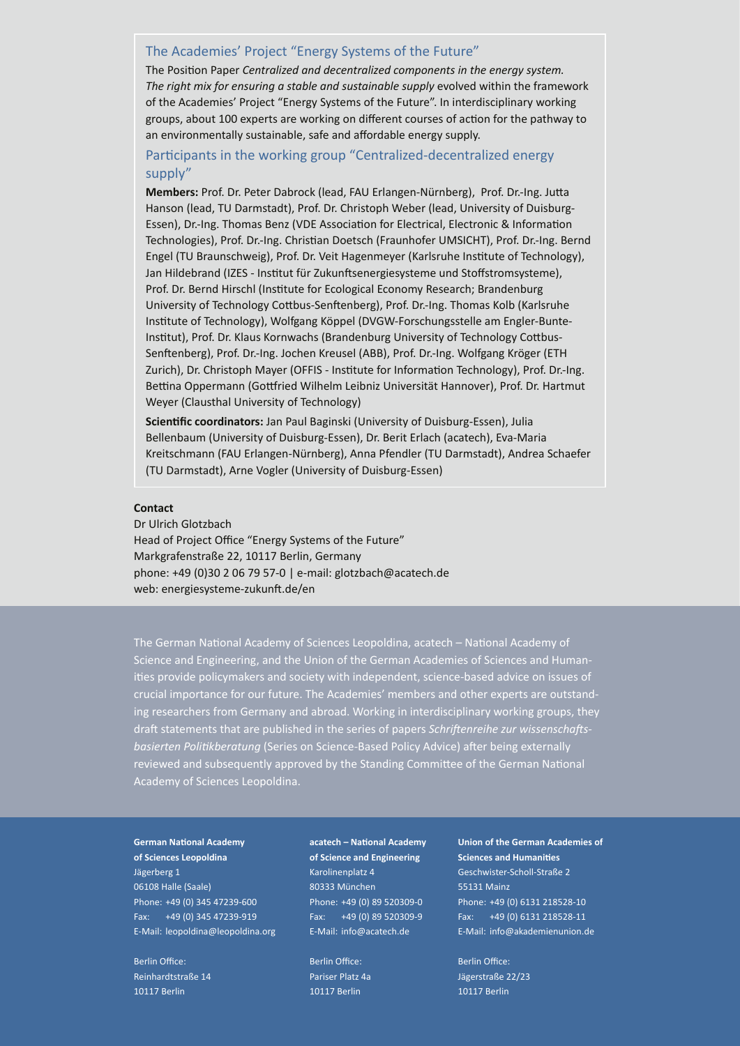## The Academies' Project "Energy Systems of the Future"

The Position Paper *Centralized and decentralized components in the energy system. The right mix for ensuring a stable and sustainable supply* evolved within the framework of the Academies' Project "Energy Systems of the Future". In interdisciplinary working groups, about 100 experts are working on different courses of action for the pathway to an environmentally sustainable, safe and affordable energy supply.

## Participants in the working group "Centralized-decentralized energy supply"

**Members:** Prof. Dr. Peter Dabrock (lead, FAU Erlangen-Nürnberg), Prof. Dr.-Ing. Jutta Hanson (lead, TU Darmstadt), Prof. Dr. Christoph Weber (lead, University of Duisburg-Essen), Dr.-Ing. Thomas Benz (VDE Association for Electrical, Electronic & Information Technologies), Prof. Dr.-Ing. Christian Doetsch (Fraunhofer UMSICHT), Prof. Dr.-Ing. Bernd Engel (TU Braunschweig), Prof. Dr. Veit Hagenmeyer (Karlsruhe Institute of Technology), Jan Hildebrand (IZES - Institut für Zukunftsenergiesysteme und Stoffstromsysteme), Prof. Dr. Bernd Hirschl (Institute for Ecological Economy Research; Brandenburg University of Technology Cottbus-Senftenberg), Prof. Dr.-Ing. Thomas Kolb (Karlsruhe Institute of Technology), Wolfgang Köppel (DVGW-Forschungsstelle am Engler-Bunte-Institut), Prof. Dr. Klaus Kornwachs (Brandenburg University of Technology Cottbus-Senftenberg), Prof. Dr.-Ing. Jochen Kreusel (ABB), Prof. Dr.-Ing. Wolfgang Kröger (ETH Zurich), Dr. Christoph Mayer (OFFIS - Institute for Information Technology), Prof. Dr.-Ing. Bettina Oppermann (Gottfried Wilhelm Leibniz Universität Hannover), Prof. Dr. Hartmut Weyer (Clausthal University of Technology)

**Scientific coordinators:** Jan Paul Baginski (University of Duisburg-Essen), Julia Bellenbaum (University of Duisburg-Essen), Dr. Berit Erlach (acatech), Eva-Maria Kreitschmann (FAU Erlangen-Nürnberg), Anna Pfendler (TU Darmstadt), Andrea Schaefer (TU Darmstadt), Arne Vogler (University of Duisburg-Essen)

**Contact**

Dr Ulrich Glotzbach
Head of Project Office "Energy Systems of the Future"
Markgrafenstraße 22, 10117 Berlin, Germany
phone: +49 (0)30 2 06 79 57-0 | e-mail: glotzbach@acatech.de
web: energiesysteme-zukunft.de/en

The German National Academy of Sciences Leopoldina, acatech – National Academy of Science and Engineering, and the Union of the German Academies of Sciences and Humanities provide policymakers and society with independent, science-based advice on issues of crucial importance for our future. The Academies' members and other experts are outstanding researchers from Germany and abroad. Working in interdisciplinary working groups, they draft statements that are published in the series of papers *Schriftenreihe zur wissenschaftsbasierten Politikberatung* (Series on Science-Based Policy Advice) after being externally reviewed and subsequently approved by the Standing Committee of the German National Academy of Sciences Leopoldina.

**German National Academy of Sciences Leopoldina**
Jägerberg 1
06108 Halle (Saale)
Phone: +49 (0) 345 47239-600
Fax: +49 (0) 345 47239-919
E-Mail: leopoldina@leopoldina.org

Berlin Office:
Reinhardtstraße 14
10117 Berlin

**acatech – National Academy of Science and Engineering**
Karolinenplatz 4
80333 München
Phone: +49 (0) 89 520309-0
Fax: +49 (0) 89 520309-9
E-Mail: info@acatech.de

Berlin Office:
Pariser Platz 4a
10117 Berlin

**Union of the German Academies of Sciences and Humanities**
Geschwister-Scholl-Straße 2
55131 Mainz
Phone: +49 (0) 6131 218528-10
Fax: +49 (0) 6131 218528-11
E-Mail: info@akademienunion.de

Berlin Office:
Jägerstraße 22/23
10117 Berlin